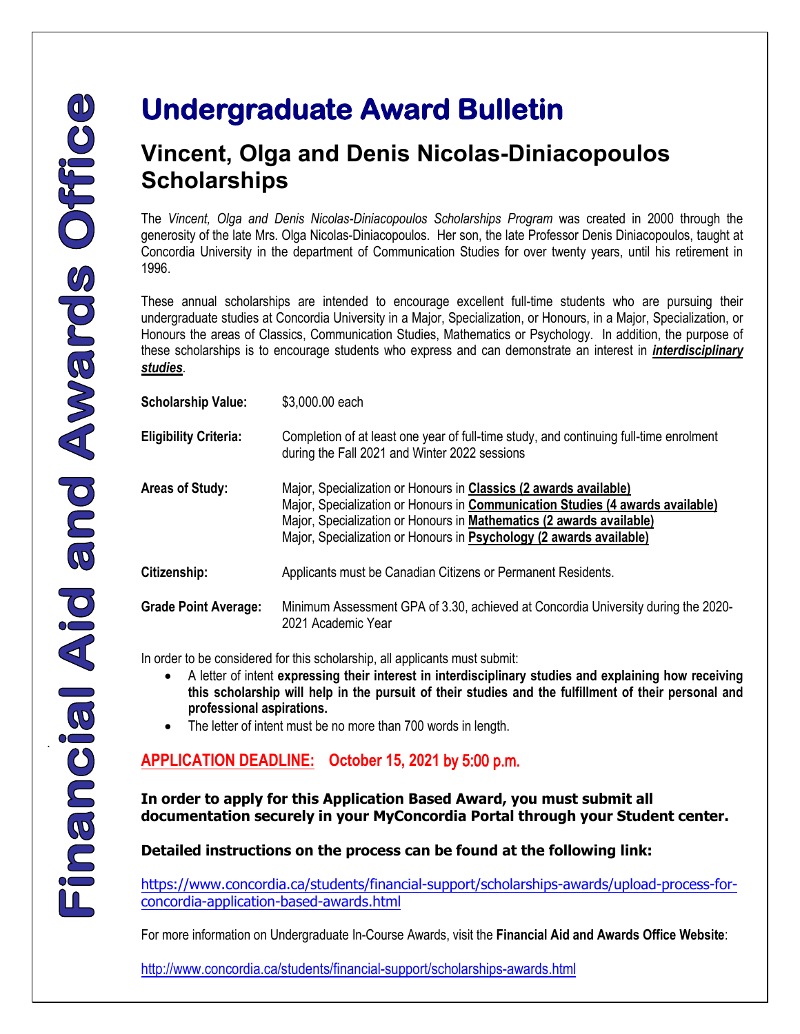# Undergraduate Award Bulletin

## Vincent, Olga and Denis Nicolas-Diniacopoulos Scholarships

The *Vincent, Olga and Denis Nicolas-Diniacopoulos Scholarships Program* was created in 2000 through the generosity of the late Mrs. Olga Nicolas-Diniacopoulos. Her son, the late Professor Denis Diniacopoulos, taught at Concordia University in the department of Communication Studies for over twenty years, until his retirement in 1996.

These annual scholarships are intended to encourage excellent full-time students who are pursuing their undergraduate studies at Concordia University in a Major, Specialization, or Honours, in a Major, Specialization, or Honours the areas of Classics, Communication Studies, Mathematics or Psychology. In addition, the purpose of these scholarships is to encourage students who express and can demonstrate an interest in ***interdisciplinary studies***.

**Scholarship Value:** $3,000.00 each

**Eligibility Criteria:** Completion of at least one year of full-time study, and continuing full-time enrolment during the Fall 2021 and Winter 2022 sessions

**Areas of Study:**
Major, Specialization or Honours in **Classics (2 awards available)**
Major, Specialization or Honours in **Communication Studies (4 awards available)**
Major, Specialization or Honours in **Mathematics (2 awards available)**
Major, Specialization or Honours in **Psychology (2 awards available)**

**Citizenship:** Applicants must be Canadian Citizens or Permanent Residents.

**Grade Point Average:** Minimum Assessment GPA of 3.30, achieved at Concordia University during the 2020-2021 Academic Year

In order to be considered for this scholarship, all applicants must submit:

- A letter of intent **expressing their interest in interdisciplinary studies and explaining how receiving this scholarship will help in the pursuit of their studies and the fulfillment of their personal and professional aspirations.**
- The letter of intent must be no more than 700 words in length.

**APPLICATION DEADLINE: October 15, 2021 by 5:00 p.m.**

**In order to apply for this Application Based Award, you must submit all documentation securely in your MyConcordia Portal through your Student center.**

**Detailed instructions on the process can be found at the following link:**

https://www.concordia.ca/students/financial-support/scholarships-awards/upload-process-for-concordia-application-based-awards.html

For more information on Undergraduate In-Course Awards, visit the **Financial Aid and Awards Office Website**:

http://www.concordia.ca/students/financial-support/scholarships-awards.html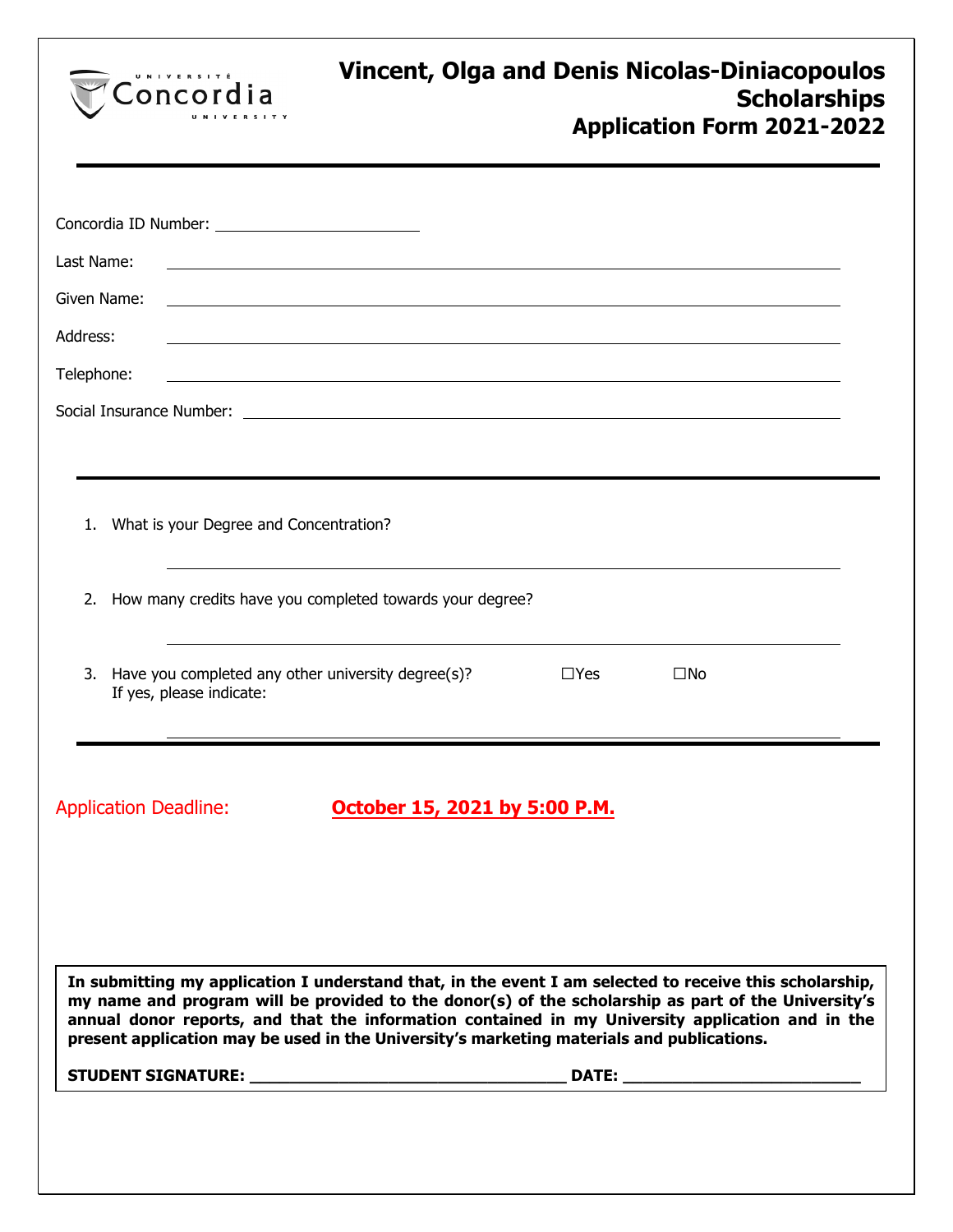UNIVERSITÉ Concordia UNIVERSITY

# Vincent, Olga and Denis Nicolas-Diniacopoulos Scholarships
## Application Form 2021-2022

---

Concordia ID Number: ______________________

Last Name: ______________________

Given Name: ______________________

Address: ______________________

Telephone: ______________________

Social Insurance Number: ______________________

---

1. What is your Degree and Concentration?

   ______________________

2. How many credits have you completed towards your degree?

   ______________________

3. Have you completed any other university degree(s)? ☐Yes ☐No
   If yes, please indicate:

   ______________________

---

Application Deadline: **October 15, 2021 by 5:00 P.M.**

**In submitting my application I understand that, in the event I am selected to receive this scholarship, my name and program will be provided to the donor(s) of the scholarship as part of the University's annual donor reports, and that the information contained in my University application and in the present application may be used in the University's marketing materials and publications.**

**STUDENT SIGNATURE: ______________________ DATE: ______________________**